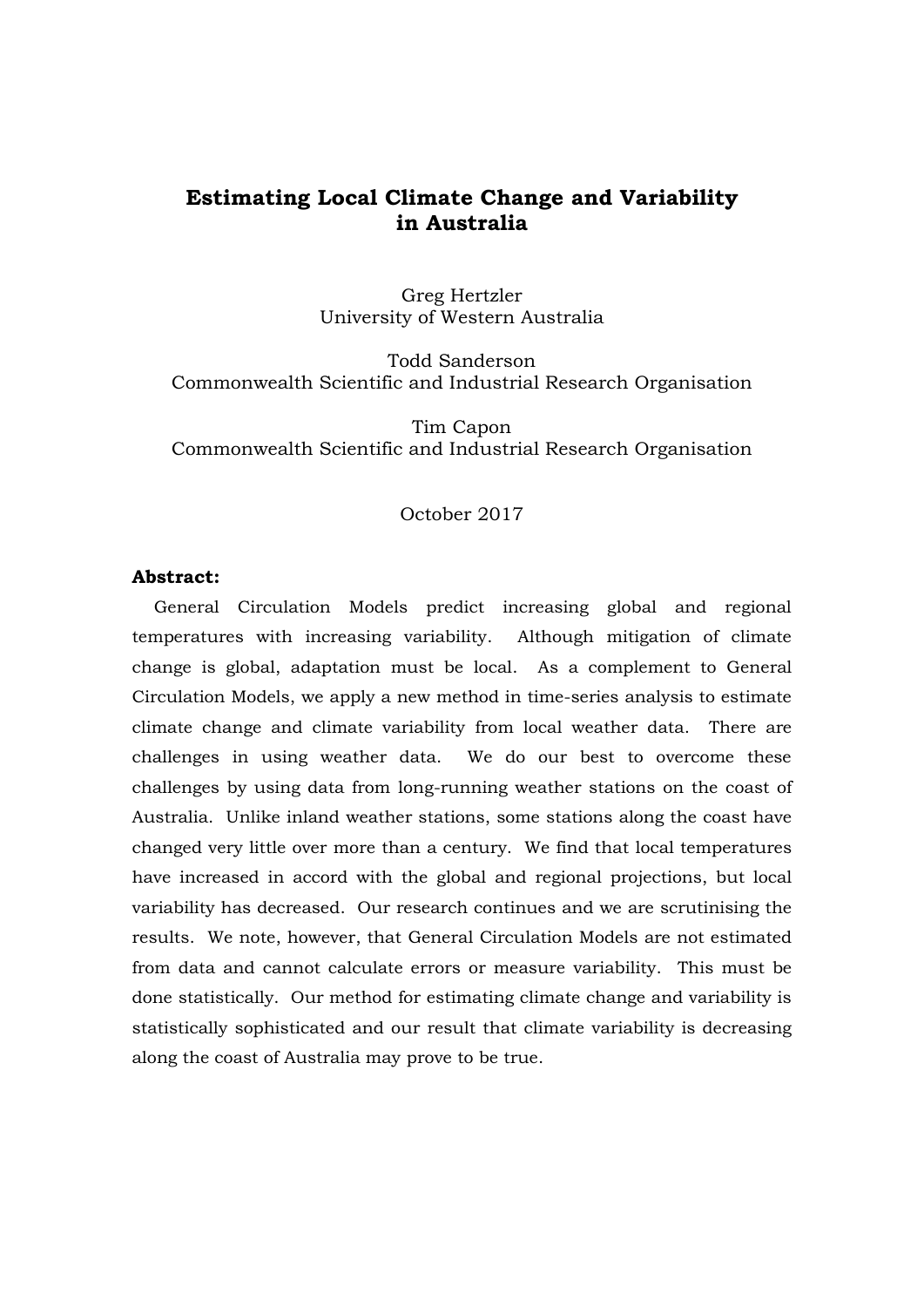# Estimating Local Climate Change and Variability in Australia

Greg Hertzler
University of Western Australia

Todd Sanderson
Commonwealth Scientific and Industrial Research Organisation

Tim Capon
Commonwealth Scientific and Industrial Research Organisation

October 2017

**Abstract:**

General Circulation Models predict increasing global and regional temperatures with increasing variability. Although mitigation of climate change is global, adaptation must be local. As a complement to General Circulation Models, we apply a new method in time-series analysis to estimate climate change and climate variability from local weather data. There are challenges in using weather data. We do our best to overcome these challenges by using data from long-running weather stations on the coast of Australia. Unlike inland weather stations, some stations along the coast have changed very little over more than a century. We find that local temperatures have increased in accord with the global and regional projections, but local variability has decreased. Our research continues and we are scrutinising the results. We note, however, that General Circulation Models are not estimated from data and cannot calculate errors or measure variability. This must be done statistically. Our method for estimating climate change and variability is statistically sophisticated and our result that climate variability is decreasing along the coast of Australia may prove to be true.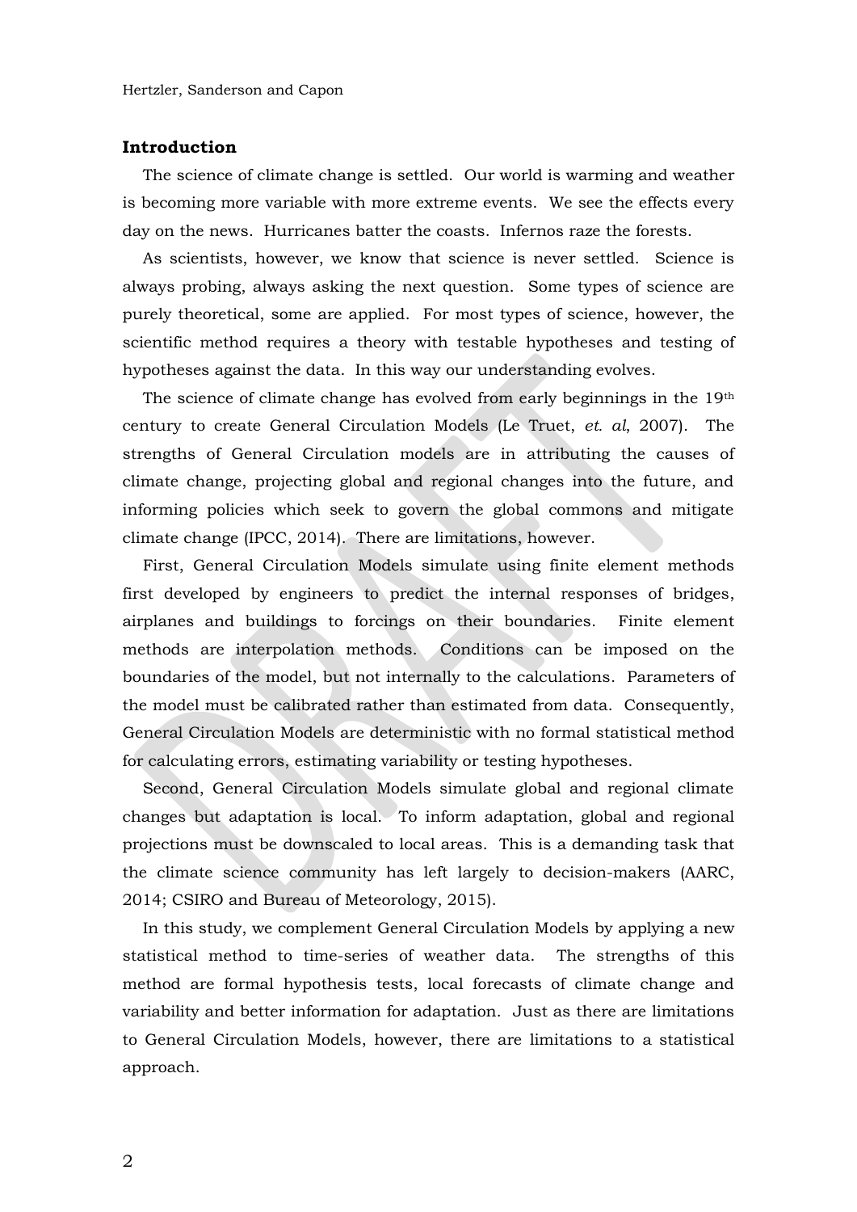## Introduction

The science of climate change is settled. Our world is warming and weather is becoming more variable with more extreme events. We see the effects every day on the news. Hurricanes batter the coasts. Infernos raze the forests.

As scientists, however, we know that science is never settled. Science is always probing, always asking the next question. Some types of science are purely theoretical, some are applied. For most types of science, however, the scientific method requires a theory with testable hypotheses and testing of hypotheses against the data. In this way our understanding evolves.

The science of climate change has evolved from early beginnings in the 19th century to create General Circulation Models (Le Truet, *et. al*, 2007). The strengths of General Circulation models are in attributing the causes of climate change, projecting global and regional changes into the future, and informing policies which seek to govern the global commons and mitigate climate change (IPCC, 2014). There are limitations, however.

First, General Circulation Models simulate using finite element methods first developed by engineers to predict the internal responses of bridges, airplanes and buildings to forcings on their boundaries. Finite element methods are interpolation methods. Conditions can be imposed on the boundaries of the model, but not internally to the calculations. Parameters of the model must be calibrated rather than estimated from data. Consequently, General Circulation Models are deterministic with no formal statistical method for calculating errors, estimating variability or testing hypotheses.

Second, General Circulation Models simulate global and regional climate changes but adaptation is local. To inform adaptation, global and regional projections must be downscaled to local areas. This is a demanding task that the climate science community has left largely to decision-makers (AARC, 2014; CSIRO and Bureau of Meteorology, 2015).

In this study, we complement General Circulation Models by applying a new statistical method to time-series of weather data. The strengths of this method are formal hypothesis tests, local forecasts of climate change and variability and better information for adaptation. Just as there are limitations to General Circulation Models, however, there are limitations to a statistical approach.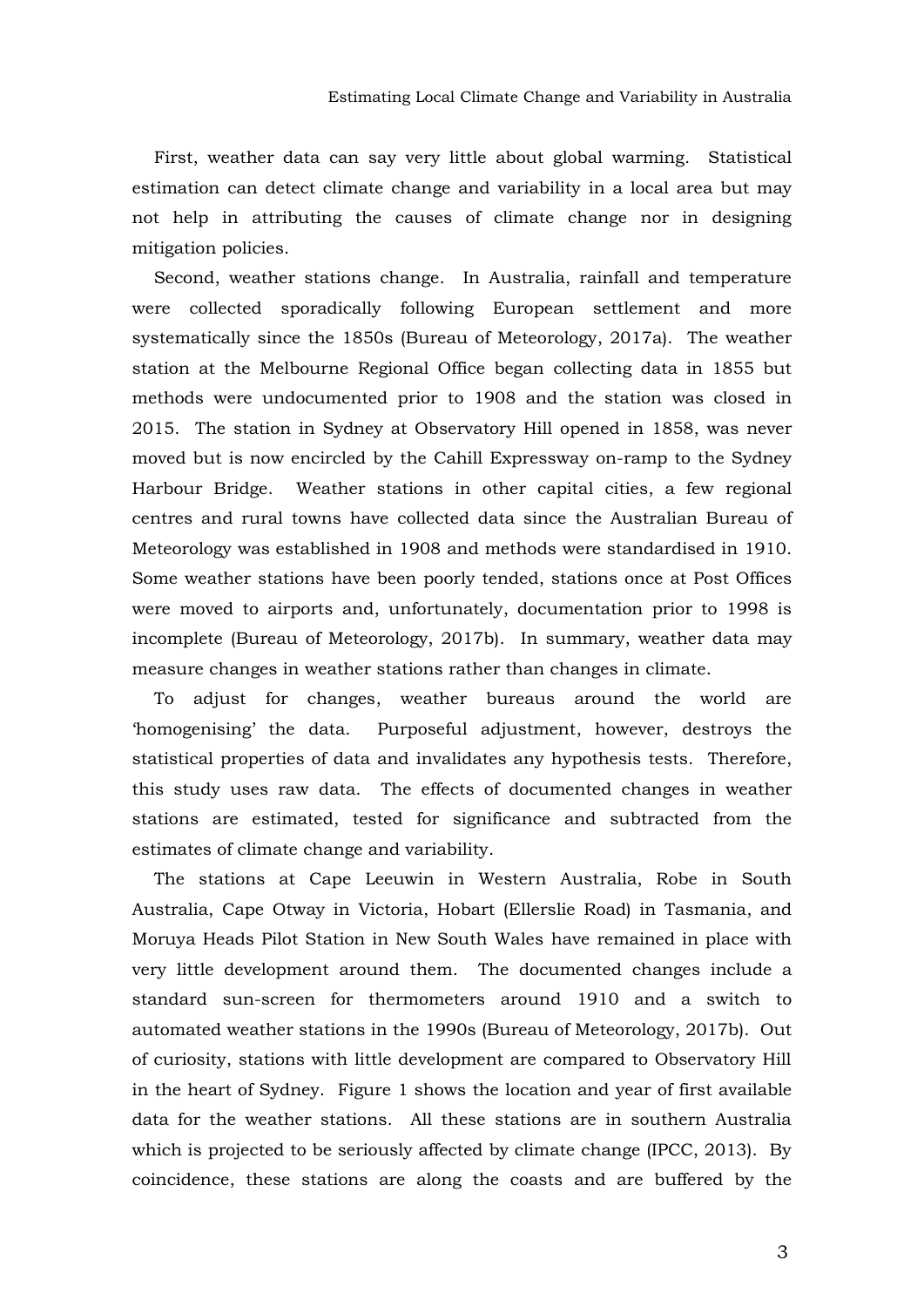First, weather data can say very little about global warming. Statistical estimation can detect climate change and variability in a local area but may not help in attributing the causes of climate change nor in designing mitigation policies.

Second, weather stations change. In Australia, rainfall and temperature were collected sporadically following European settlement and more systematically since the 1850s (Bureau of Meteorology, 2017a). The weather station at the Melbourne Regional Office began collecting data in 1855 but methods were undocumented prior to 1908 and the station was closed in 2015. The station in Sydney at Observatory Hill opened in 1858, was never moved but is now encircled by the Cahill Expressway on-ramp to the Sydney Harbour Bridge. Weather stations in other capital cities, a few regional centres and rural towns have collected data since the Australian Bureau of Meteorology was established in 1908 and methods were standardised in 1910. Some weather stations have been poorly tended, stations once at Post Offices were moved to airports and, unfortunately, documentation prior to 1998 is incomplete (Bureau of Meteorology, 2017b). In summary, weather data may measure changes in weather stations rather than changes in climate.

To adjust for changes, weather bureaus around the world are 'homogenising' the data. Purposeful adjustment, however, destroys the statistical properties of data and invalidates any hypothesis tests. Therefore, this study uses raw data. The effects of documented changes in weather stations are estimated, tested for significance and subtracted from the estimates of climate change and variability.

The stations at Cape Leeuwin in Western Australia, Robe in South Australia, Cape Otway in Victoria, Hobart (Ellerslie Road) in Tasmania, and Moruya Heads Pilot Station in New South Wales have remained in place with very little development around them. The documented changes include a standard sun-screen for thermometers around 1910 and a switch to automated weather stations in the 1990s (Bureau of Meteorology, 2017b). Out of curiosity, stations with little development are compared to Observatory Hill in the heart of Sydney. Figure 1 shows the location and year of first available data for the weather stations. All these stations are in southern Australia which is projected to be seriously affected by climate change (IPCC, 2013). By coincidence, these stations are along the coasts and are buffered by the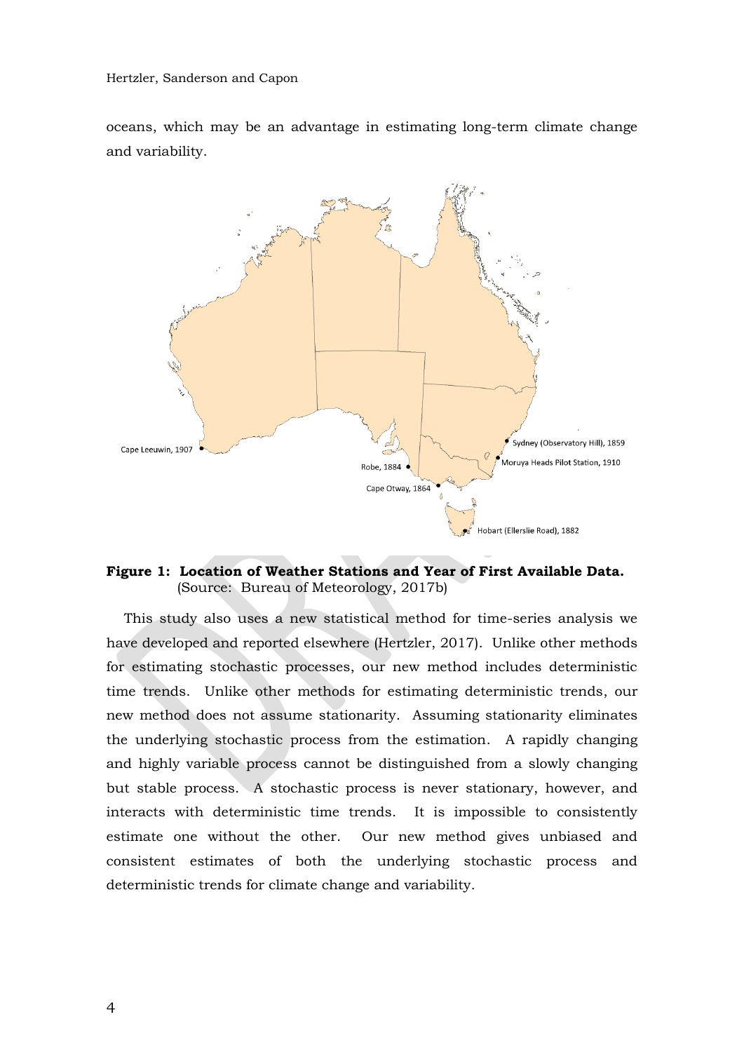oceans, which may be an advantage in estimating long-term climate change and variability.

**Figure 1: Location of Weather Stations and Year of First Available Data.** (Source: Bureau of Meteorology, 2017b)

This study also uses a new statistical method for time-series analysis we have developed and reported elsewhere (Hertzler, 2017). Unlike other methods for estimating stochastic processes, our new method includes deterministic time trends. Unlike other methods for estimating deterministic trends, our new method does not assume stationarity. Assuming stationarity eliminates the underlying stochastic process from the estimation. A rapidly changing and highly variable process cannot be distinguished from a slowly changing but stable process. A stochastic process is never stationary, however, and interacts with deterministic time trends. It is impossible to consistently estimate one without the other. Our new method gives unbiased and consistent estimates of both the underlying stochastic process and deterministic trends for climate change and variability.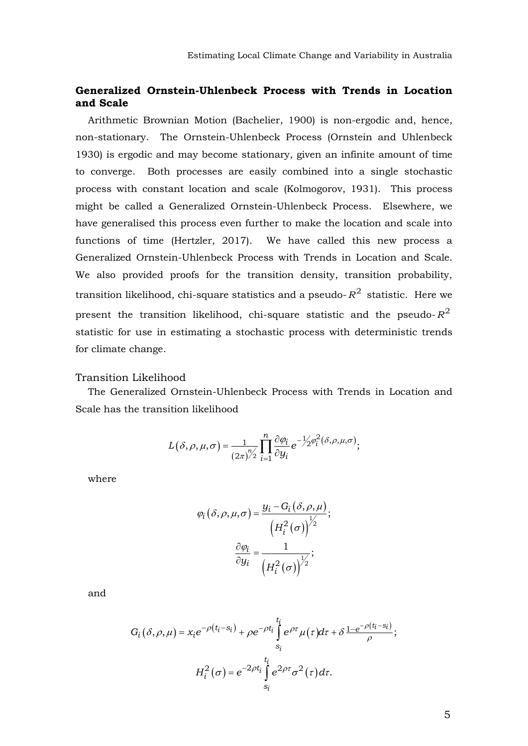## Generalized Ornstein-Uhlenbeck Process with Trends in Location and Scale

Arithmetic Brownian Motion (Bachelier, 1900) is non-ergodic and, hence, non-stationary. The Ornstein-Uhlenbeck Process (Ornstein and Uhlenbeck 1930) is ergodic and may become stationary, given an infinite amount of time to converge. Both processes are easily combined into a single stochastic process with constant location and scale (Kolmogorov, 1931). This process might be called a Generalized Ornstein-Uhlenbeck Process. Elsewhere, we have generalised this process even further to make the location and scale into functions of time (Hertzler, 2017). We have called this new process a Generalized Ornstein-Uhlenbeck Process with Trends in Location and Scale. We also provided proofs for the transition density, transition probability, transition likelihood, chi-square statistics and a pseudo-$R^2$ statistic. Here we present the transition likelihood, chi-square statistic and the pseudo-$R^2$ statistic for use in estimating a stochastic process with deterministic trends for climate change.

### Transition Likelihood

The Generalized Ornstein-Uhlenbeck Process with Trends in Location and Scale has the transition likelihood

$$L(\delta,\rho,\mu,\sigma) = \frac{1}{(2\pi)^{n/2}} \prod_{i=1}^{n} \frac{\partial \varphi_i}{\partial y_i} e^{-\frac{1}{2}\varphi_i^2(\delta,\rho,\mu,\sigma)};$$

where

$$\varphi_i(\delta,\rho,\mu,\sigma) = \frac{y_i - G_i(\delta,\rho,\mu)}{\left(H_i^2(\sigma)\right)^{1/2}};$$

$$\frac{\partial \varphi_i}{\partial y_i} = \frac{1}{\left(H_i^2(\sigma)\right)^{1/2}};$$

and

$$G_i(\delta,\rho,\mu) = x_i e^{-\rho(t_i - s_i)} + \rho e^{-\rho t_i} \int_{s_i}^{t_i} e^{\rho\tau}\mu(\tau)d\tau + \delta \frac{1-e^{-\rho(t_i - s_i)}}{\rho};$$

$$H_i^2(\sigma) = e^{-2\rho t_i} \int_{s_i}^{t_i} e^{2\rho\tau}\sigma^2(\tau)d\tau.$$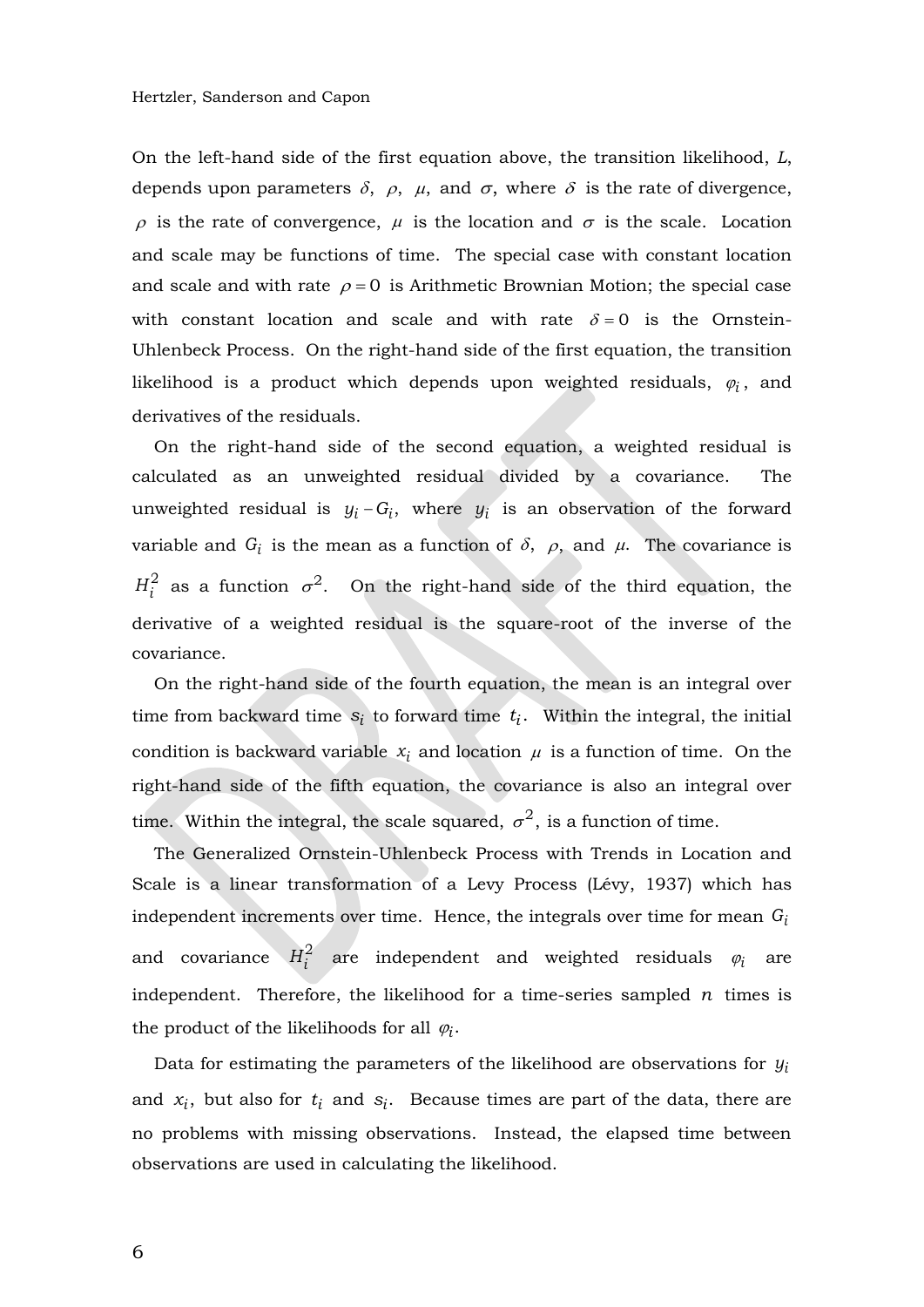On the left-hand side of the first equation above, the transition likelihood, $L$, depends upon parameters $\delta$, $\rho$, $\mu$, and $\sigma$, where $\delta$ is the rate of divergence, $\rho$ is the rate of convergence, $\mu$ is the location and $\sigma$ is the scale. Location and scale may be functions of time. The special case with constant location and scale and with rate $\rho = 0$ is Arithmetic Brownian Motion; the special case with constant location and scale and with rate $\delta = 0$ is the Ornstein-Uhlenbeck Process. On the right-hand side of the first equation, the transition likelihood is a product which depends upon weighted residuals, $\varphi_i$, and derivatives of the residuals.

On the right-hand side of the second equation, a weighted residual is calculated as an unweighted residual divided by a covariance. The unweighted residual is $y_i - G_i$, where $y_i$ is an observation of the forward variable and $G_i$ is the mean as a function of $\delta$, $\rho$, and $\mu$. The covariance is $H_i^2$ as a function $\sigma^2$. On the right-hand side of the third equation, the derivative of a weighted residual is the square-root of the inverse of the covariance.

On the right-hand side of the fourth equation, the mean is an integral over time from backward time $s_i$ to forward time $t_i$. Within the integral, the initial condition is backward variable $x_i$ and location $\mu$ is a function of time. On the right-hand side of the fifth equation, the covariance is also an integral over time. Within the integral, the scale squared, $\sigma^2$, is a function of time.

The Generalized Ornstein-Uhlenbeck Process with Trends in Location and Scale is a linear transformation of a Levy Process (Lévy, 1937) which has independent increments over time. Hence, the integrals over time for mean $G_i$ and covariance $H_i^2$ are independent and weighted residuals $\varphi_i$ are independent. Therefore, the likelihood for a time-series sampled $n$ times is the product of the likelihoods for all $\varphi_i$.

Data for estimating the parameters of the likelihood are observations for $y_i$ and $x_i$, but also for $t_i$ and $s_i$. Because times are part of the data, there are no problems with missing observations. Instead, the elapsed time between observations are used in calculating the likelihood.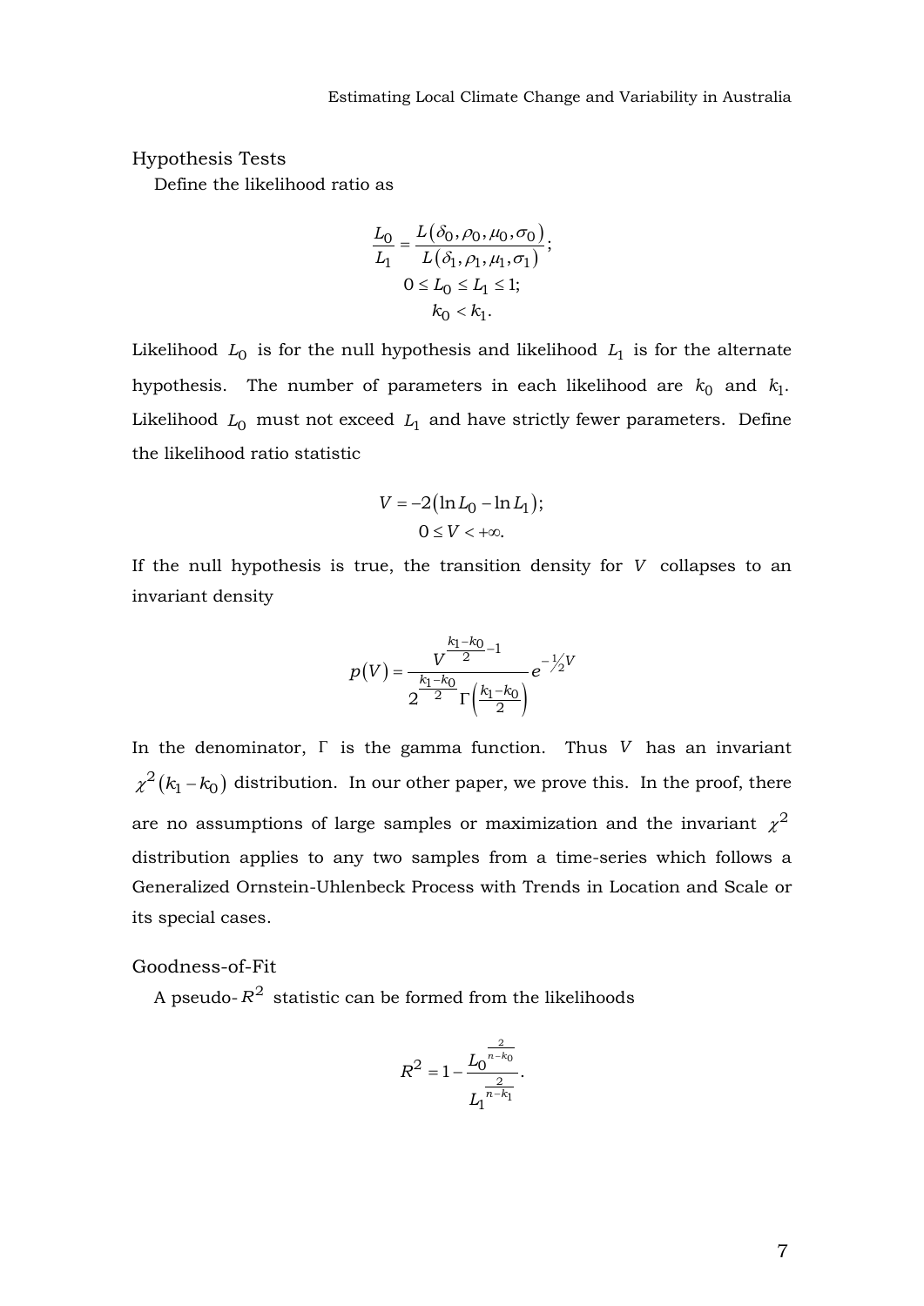## Hypothesis Tests

Define the likelihood ratio as

$$\frac{L_0}{L_1} = \frac{L(\delta_0, \rho_0, \mu_0, \sigma_0)}{L(\delta_1, \rho_1, \mu_1, \sigma_1)};$$
$$0 \le L_0 \le L_1 \le 1;$$
$$k_0 < k_1.$$

Likelihood $L_0$ is for the null hypothesis and likelihood $L_1$ is for the alternate hypothesis. The number of parameters in each likelihood are $k_0$ and $k_1$. Likelihood $L_0$ must not exceed $L_1$ and have strictly fewer parameters. Define the likelihood ratio statistic

$$V = -2(\ln L_0 - \ln L_1);$$
$$0 \le V < +\infty.$$

If the null hypothesis is true, the transition density for $V$ collapses to an invariant density

$$p(V) = \frac{V^{\frac{k_1-k_0}{2}-1}}{2^{\frac{k_1-k_0}{2}}\Gamma\left(\frac{k_1-k_0}{2}\right)} e^{-\frac{1}{2}V}$$

In the denominator, $\Gamma$ is the gamma function. Thus $V$ has an invariant $\chi^2(k_1 - k_0)$ distribution. In our other paper, we prove this. In the proof, there are no assumptions of large samples or maximization and the invariant $\chi^2$ distribution applies to any two samples from a time-series which follows a Generalized Ornstein-Uhlenbeck Process with Trends in Location and Scale or its special cases.

## Goodness-of-Fit

A pseudo-$R^2$ statistic can be formed from the likelihoods

$$R^2 = 1 - \frac{L_0^{\frac{2}{n-k_0}}}{L_1^{\frac{2}{n-k_1}}}.$$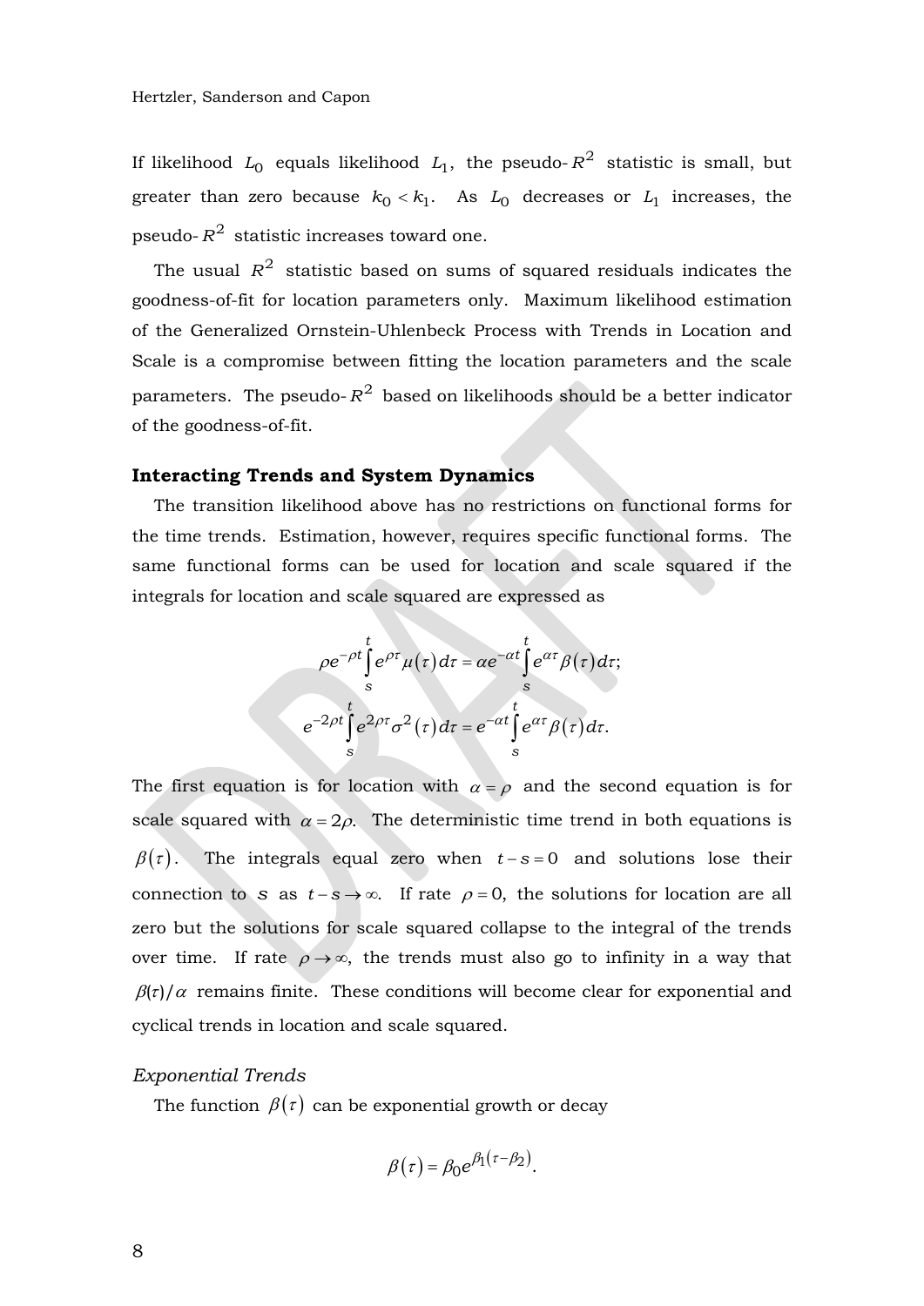If likelihood $L_0$ equals likelihood $L_1$, the pseudo-$R^2$ statistic is small, but greater than zero because $k_0 < k_1$. As $L_0$ decreases or $L_1$ increases, the pseudo-$R^2$ statistic increases toward one.

The usual $R^2$ statistic based on sums of squared residuals indicates the goodness-of-fit for location parameters only. Maximum likelihood estimation of the Generalized Ornstein-Uhlenbeck Process with Trends in Location and Scale is a compromise between fitting the location parameters and the scale parameters. The pseudo-$R^2$ based on likelihoods should be a better indicator of the goodness-of-fit.

### Interacting Trends and System Dynamics

The transition likelihood above has no restrictions on functional forms for the time trends. Estimation, however, requires specific functional forms. The same functional forms can be used for location and scale squared if the integrals for location and scale squared are expressed as

$$\rho e^{-\rho t} \int_s^t e^{\rho \tau} \mu(\tau)\, d\tau = \alpha e^{-\alpha t} \int_s^t e^{\alpha \tau} \beta(\tau)\, d\tau;$$

$$e^{-2\rho t} \int_s^t e^{2\rho \tau} \sigma^2(\tau)\, d\tau = e^{-\alpha t} \int_s^t e^{\alpha \tau} \beta(\tau)\, d\tau.$$

The first equation is for location with $\alpha = \rho$ and the second equation is for scale squared with $\alpha = 2\rho$. The deterministic time trend in both equations is $\beta(\tau)$. The integrals equal zero when $t - s = 0$ and solutions lose their connection to $s$ as $t - s \to \infty$. If rate $\rho = 0$, the solutions for location are all zero but the solutions for scale squared collapse to the integral of the trends over time. If rate $\rho \to \infty$, the trends must also go to infinity in a way that $\beta(\tau)/\alpha$ remains finite. These conditions will become clear for exponential and cyclical trends in location and scale squared.

#### *Exponential Trends*

The function $\beta(\tau)$ can be exponential growth or decay

$$\beta(\tau) = \beta_0 e^{\beta_1(\tau - \beta_2)}.$$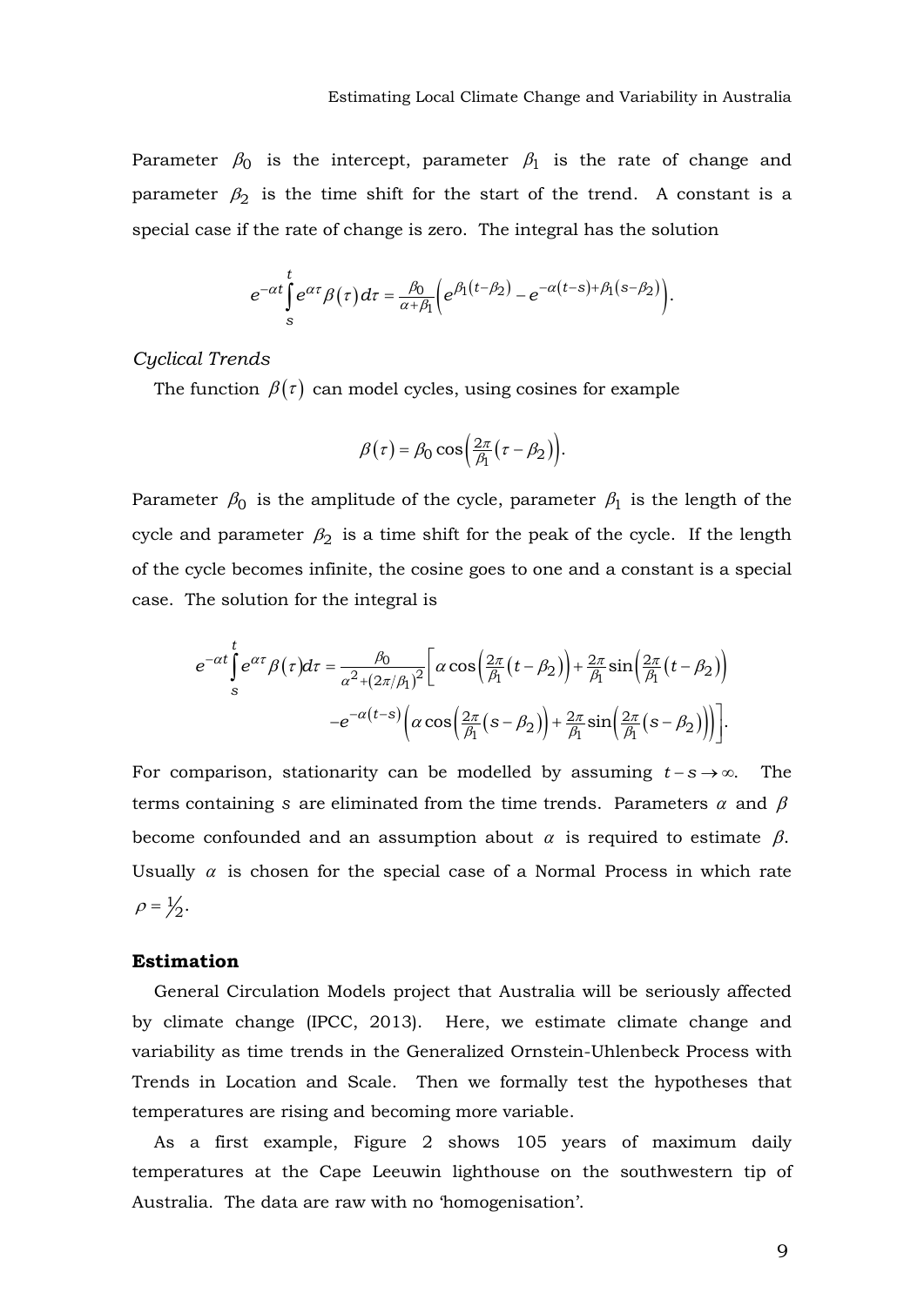Parameter $\beta_0$ is the intercept, parameter $\beta_1$ is the rate of change and parameter $\beta_2$ is the time shift for the start of the trend. A constant is a special case if the rate of change is zero. The integral has the solution

$$e^{-\alpha t}\int_s^t e^{\alpha\tau}\beta(\tau)\,d\tau = \frac{\beta_0}{\alpha+\beta_1}\left(e^{\beta_1(t-\beta_2)} - e^{-\alpha(t-s)+\beta_1(s-\beta_2)}\right).$$

*Cyclical Trends*

The function $\beta(\tau)$ can model cycles, using cosines for example

$$\beta(\tau) = \beta_0 \cos\left(\tfrac{2\pi}{\beta_1}(\tau - \beta_2)\right).$$

Parameter $\beta_0$ is the amplitude of the cycle, parameter $\beta_1$ is the length of the cycle and parameter $\beta_2$ is a time shift for the peak of the cycle. If the length of the cycle becomes infinite, the cosine goes to one and a constant is a special case. The solution for the integral is

$$\begin{aligned}e^{-\alpha t}\int_s^t e^{\alpha\tau}\beta(\tau)d\tau = \frac{\beta_0}{\alpha^2+(2\pi/\beta_1)^2}\Big[&\alpha\cos\left(\tfrac{2\pi}{\beta_1}(t-\beta_2)\right) + \tfrac{2\pi}{\beta_1}\sin\left(\tfrac{2\pi}{\beta_1}(t-\beta_2)\right) \\ &-e^{-\alpha(t-s)}\left(\alpha\cos\left(\tfrac{2\pi}{\beta_1}(s-\beta_2)\right) + \tfrac{2\pi}{\beta_1}\sin\left(\tfrac{2\pi}{\beta_1}(s-\beta_2)\right)\right)\Big].\end{aligned}$$

For comparison, stationarity can be modelled by assuming $t - s \to \infty$. The terms containing $s$ are eliminated from the time trends. Parameters $\alpha$ and $\beta$ become confounded and an assumption about $\alpha$ is required to estimate $\beta$. Usually $\alpha$ is chosen for the special case of a Normal Process in which rate $\rho = 1/2$.

## Estimation

General Circulation Models project that Australia will be seriously affected by climate change (IPCC, 2013). Here, we estimate climate change and variability as time trends in the Generalized Ornstein-Uhlenbeck Process with Trends in Location and Scale. Then we formally test the hypotheses that temperatures are rising and becoming more variable.

As a first example, Figure 2 shows 105 years of maximum daily temperatures at the Cape Leeuwin lighthouse on the southwestern tip of Australia. The data are raw with no 'homogenisation'.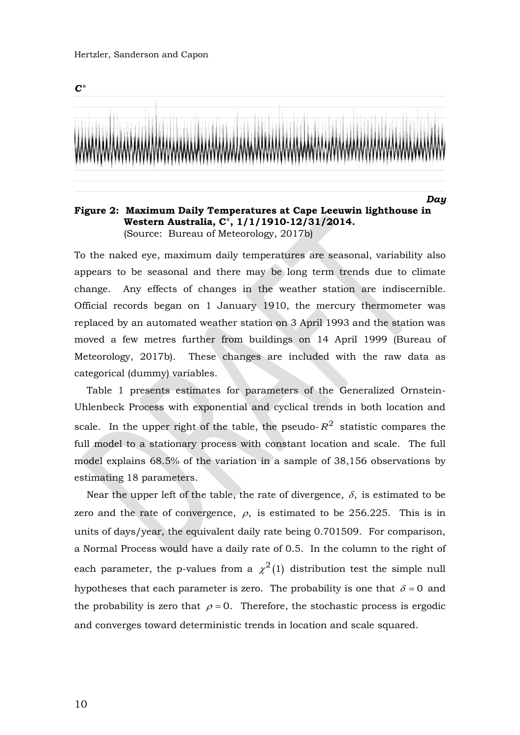**Figure 2: Maximum Daily Temperatures at Cape Leeuwin lighthouse in Western Australia, C°, 1/1/1910-12/31/2014.**
(Source: Bureau of Meteorology, 2017b)

To the naked eye, maximum daily temperatures are seasonal, variability also appears to be seasonal and there may be long term trends due to climate change. Any effects of changes in the weather station are indiscernible. Official records began on 1 January 1910, the mercury thermometer was replaced by an automated weather station on 3 April 1993 and the station was moved a few metres further from buildings on 14 April 1999 (Bureau of Meteorology, 2017b). These changes are included with the raw data as categorical (dummy) variables.

Table 1 presents estimates for parameters of the Generalized Ornstein-Uhlenbeck Process with exponential and cyclical trends in both location and scale. In the upper right of the table, the pseudo-$R^2$ statistic compares the full model to a stationary process with constant location and scale. The full model explains 68.5% of the variation in a sample of 38,156 observations by estimating 18 parameters.

Near the upper left of the table, the rate of divergence, $\delta$, is estimated to be zero and the rate of convergence, $\rho$, is estimated to be 256.225. This is in units of days/year, the equivalent daily rate being 0.701509. For comparison, a Normal Process would have a daily rate of 0.5. In the column to the right of each parameter, the p-values from a $\chi^2(1)$ distribution test the simple null hypotheses that each parameter is zero. The probability is one that $\delta = 0$ and the probability is zero that $\rho = 0$. Therefore, the stochastic process is ergodic and converges toward deterministic trends in location and scale squared.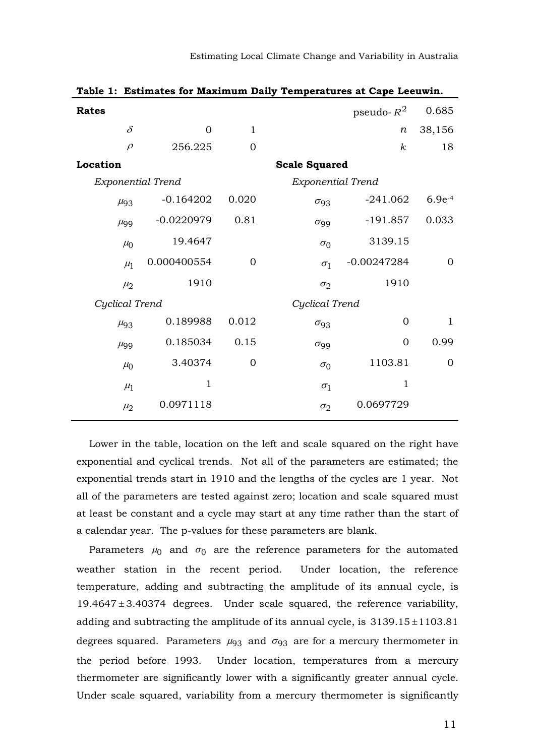**Table 1: Estimates for Maximum Daily Temperatures at Cape Leeuwin.**

| **Rates** | | | | | |
|---|---|---|---|---|---|
| | | | pseudo-$R^2$ | 0.685 | |
| $\delta$ | 0 | 1 | $n$ | 38,156 | |
| $\rho$ | 256.225 | 0 | $k$ | 18 | |
| **Location** | | | **Scale Squared** | | |
| *Exponential Trend* | | | *Exponential Trend* | | |
| $\mu_{93}$ | -0.164202 | 0.020 | $\sigma_{93}$ | -241.062 | $6.9e^{-4}$ |
| $\mu_{99}$ | -0.0220979 | 0.81 | $\sigma_{99}$ | -191.857 | 0.033 |
| $\mu_0$ | 19.4647 | | $\sigma_0$ | 3139.15 | |
| $\mu_1$ | 0.000400554 | 0 | $\sigma_1$ | -0.00247284 | 0 |
| $\mu_2$ | 1910 | | $\sigma_2$ | 1910 | |
| *Cyclical Trend* | | | *Cyclical Trend* | | |
| $\mu_{93}$ | 0.189988 | 0.012 | $\sigma_{93}$ | 0 | 1 |
| $\mu_{99}$ | 0.185034 | 0.15 | $\sigma_{99}$ | 0 | 0.99 |
| $\mu_0$ | 3.40374 | 0 | $\sigma_0$ | 1103.81 | 0 |
| $\mu_1$ | 1 | | $\sigma_1$ | 1 | |
| $\mu_2$ | 0.0971118 | | $\sigma_2$ | 0.0697729 | |

Lower in the table, location on the left and scale squared on the right have exponential and cyclical trends. Not all of the parameters are estimated; the exponential trends start in 1910 and the lengths of the cycles are 1 year. Not all of the parameters are tested against zero; location and scale squared must at least be constant and a cycle may start at any time rather than the start of a calendar year. The p-values for these parameters are blank.

Parameters $\mu_0$ and $\sigma_0$ are the reference parameters for the automated weather station in the recent period. Under location, the reference temperature, adding and subtracting the amplitude of its annual cycle, is $19.4647 \pm 3.40374$ degrees. Under scale squared, the reference variability, adding and subtracting the amplitude of its annual cycle, is $3139.15 \pm 1103.81$ degrees squared. Parameters $\mu_{93}$ and $\sigma_{93}$ are for a mercury thermometer in the period before 1993. Under location, temperatures from a mercury thermometer are significantly lower with a significantly greater annual cycle. Under scale squared, variability from a mercury thermometer is significantly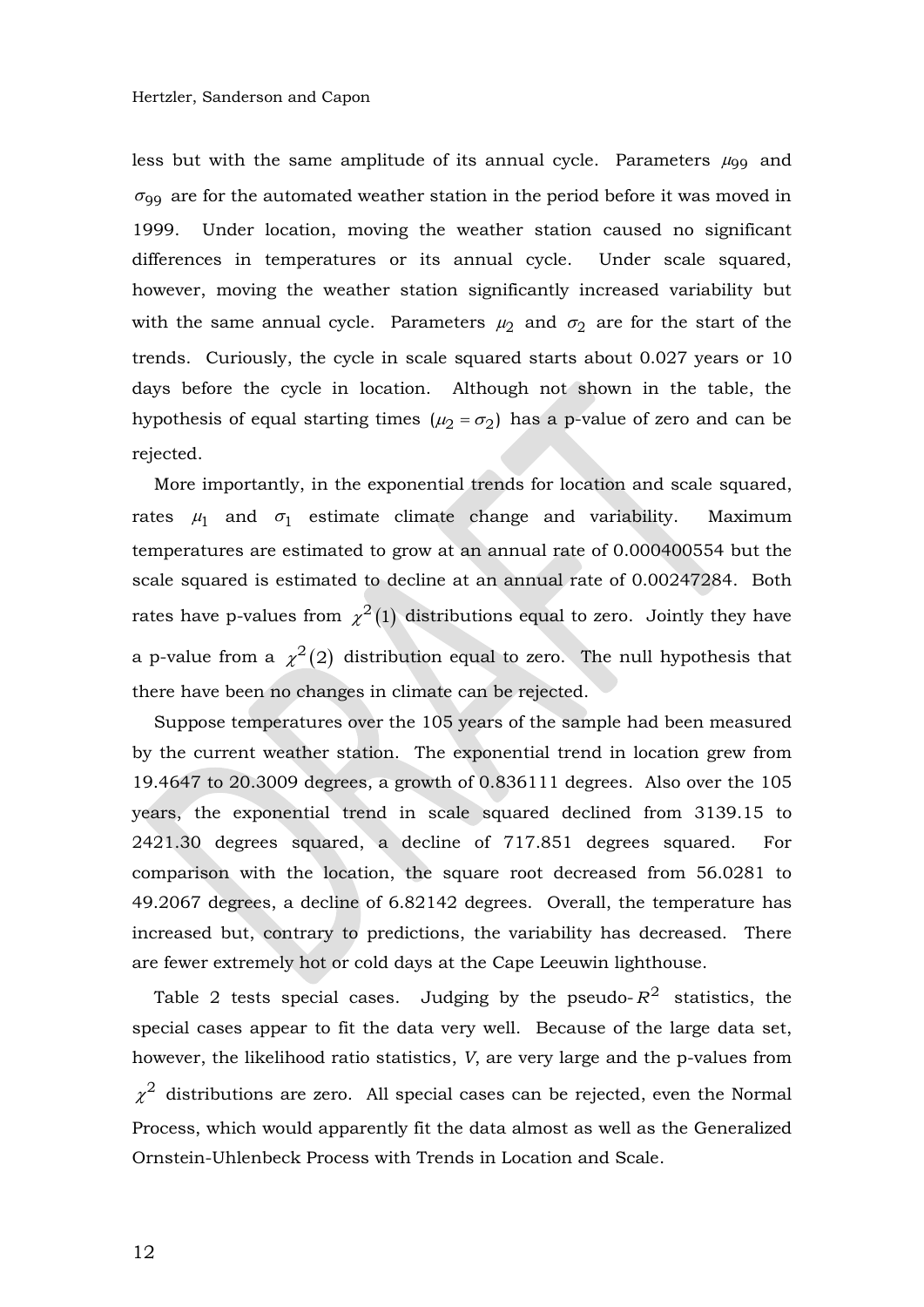less but with the same amplitude of its annual cycle. Parameters $\mu_{99}$ and $\sigma_{99}$ are for the automated weather station in the period before it was moved in 1999. Under location, moving the weather station caused no significant differences in temperatures or its annual cycle. Under scale squared, however, moving the weather station significantly increased variability but with the same annual cycle. Parameters $\mu_2$ and $\sigma_2$ are for the start of the trends. Curiously, the cycle in scale squared starts about 0.027 years or 10 days before the cycle in location. Although not shown in the table, the hypothesis of equal starting times $(\mu_2 = \sigma_2)$ has a p-value of zero and can be rejected.

More importantly, in the exponential trends for location and scale squared, rates $\mu_1$ and $\sigma_1$ estimate climate change and variability. Maximum temperatures are estimated to grow at an annual rate of 0.000400554 but the scale squared is estimated to decline at an annual rate of 0.00247284. Both rates have p-values from $\chi^2(1)$ distributions equal to zero. Jointly they have a p-value from a $\chi^2(2)$ distribution equal to zero. The null hypothesis that there have been no changes in climate can be rejected.

Suppose temperatures over the 105 years of the sample had been measured by the current weather station. The exponential trend in location grew from 19.4647 to 20.3009 degrees, a growth of 0.836111 degrees. Also over the 105 years, the exponential trend in scale squared declined from 3139.15 to 2421.30 degrees squared, a decline of 717.851 degrees squared. For comparison with the location, the square root decreased from 56.0281 to 49.2067 degrees, a decline of 6.82142 degrees. Overall, the temperature has increased but, contrary to predictions, the variability has decreased. There are fewer extremely hot or cold days at the Cape Leeuwin lighthouse.

Table 2 tests special cases. Judging by the pseudo-$R^2$ statistics, the special cases appear to fit the data very well. Because of the large data set, however, the likelihood ratio statistics, *V*, are very large and the p-values from $\chi^2$ distributions are zero. All special cases can be rejected, even the Normal Process, which would apparently fit the data almost as well as the Generalized Ornstein-Uhlenbeck Process with Trends in Location and Scale.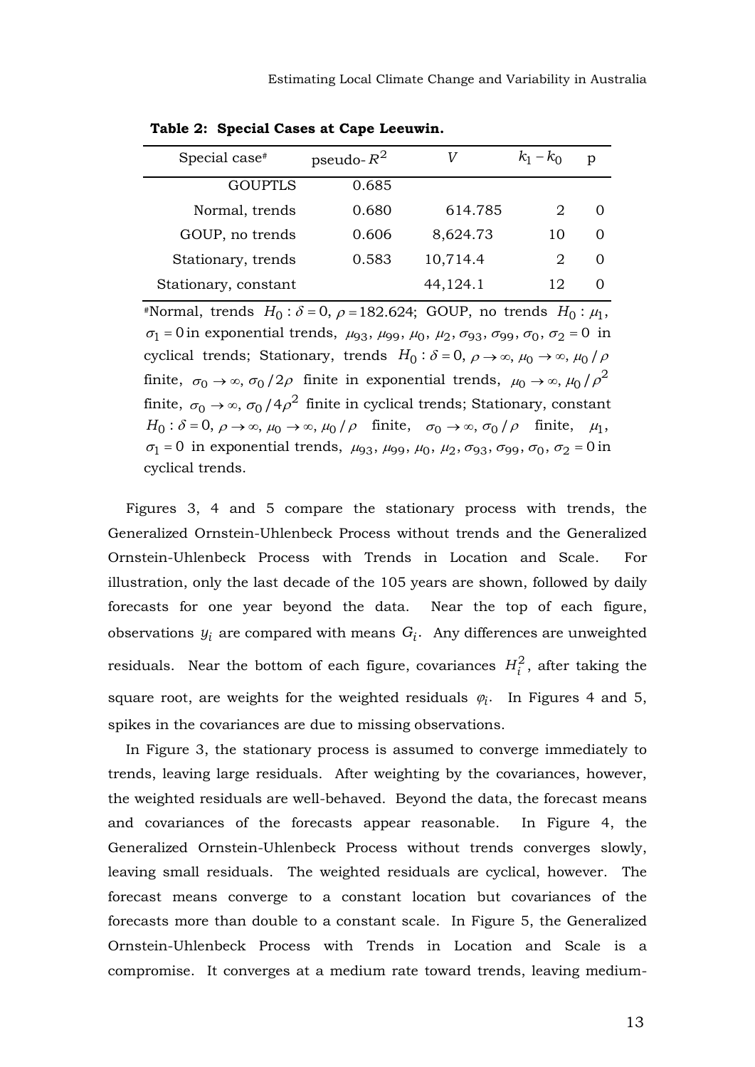**Table 2: Special Cases at Cape Leeuwin.**

| Special case# | pseudo-$R^2$ | $V$ | $k_1 - k_0$ | p |
|---:|---:|---:|---:|---:|
| GOUPTLS | 0.685 | | | |
| Normal, trends | 0.680 | 614.785 | 2 | 0 |
| GOUP, no trends | 0.606 | 8,624.73 | 10 | 0 |
| Stationary, trends | 0.583 | 10,714.4 | 2 | 0 |
| Stationary, constant | | 44,124.1 | 12 | 0 |

#Normal, trends $H_0 : \delta = 0,\ \rho = 182.624$; GOUP, no trends $H_0 : \mu_1,\ \sigma_1 = 0$ in exponential trends, $\mu_{93},\ \mu_{99},\ \mu_0,\ \mu_2,\ \sigma_{93},\ \sigma_{99},\ \sigma_0,\ \sigma_2 = 0$ in cyclical trends; Stationary, trends $H_0 : \delta = 0,\ \rho \to \infty,\ \mu_0 \to \infty,\ \mu_0 / \rho$ finite, $\sigma_0 \to \infty,\ \sigma_0 / 2\rho$ finite in exponential trends, $\mu_0 \to \infty,\ \mu_0 / \rho^2$ finite, $\sigma_0 \to \infty,\ \sigma_0 / 4\rho^2$ finite in cyclical trends; Stationary, constant $H_0 : \delta = 0,\ \rho \to \infty,\ \mu_0 \to \infty,\ \mu_0 / \rho$ finite, $\sigma_0 \to \infty,\ \sigma_0 / \rho$ finite, $\mu_1,\ \sigma_1 = 0$ in exponential trends, $\mu_{93},\ \mu_{99},\ \mu_0,\ \mu_2,\ \sigma_{93},\ \sigma_{99},\ \sigma_0,\ \sigma_2 = 0$ in cyclical trends.

Figures 3, 4 and 5 compare the stationary process with trends, the Generalized Ornstein-Uhlenbeck Process without trends and the Generalized Ornstein-Uhlenbeck Process with Trends in Location and Scale. For illustration, only the last decade of the 105 years are shown, followed by daily forecasts for one year beyond the data. Near the top of each figure, observations $y_i$ are compared with means $G_i$. Any differences are unweighted residuals. Near the bottom of each figure, covariances $H_i^2$, after taking the square root, are weights for the weighted residuals $\varphi_i$. In Figures 4 and 5, spikes in the covariances are due to missing observations.

In Figure 3, the stationary process is assumed to converge immediately to trends, leaving large residuals. After weighting by the covariances, however, the weighted residuals are well-behaved. Beyond the data, the forecast means and covariances of the forecasts appear reasonable. In Figure 4, the Generalized Ornstein-Uhlenbeck Process without trends converges slowly, leaving small residuals. The weighted residuals are cyclical, however. The forecast means converge to a constant location but covariances of the forecasts more than double to a constant scale. In Figure 5, the Generalized Ornstein-Uhlenbeck Process with Trends in Location and Scale is a compromise. It converges at a medium rate toward trends, leaving medium-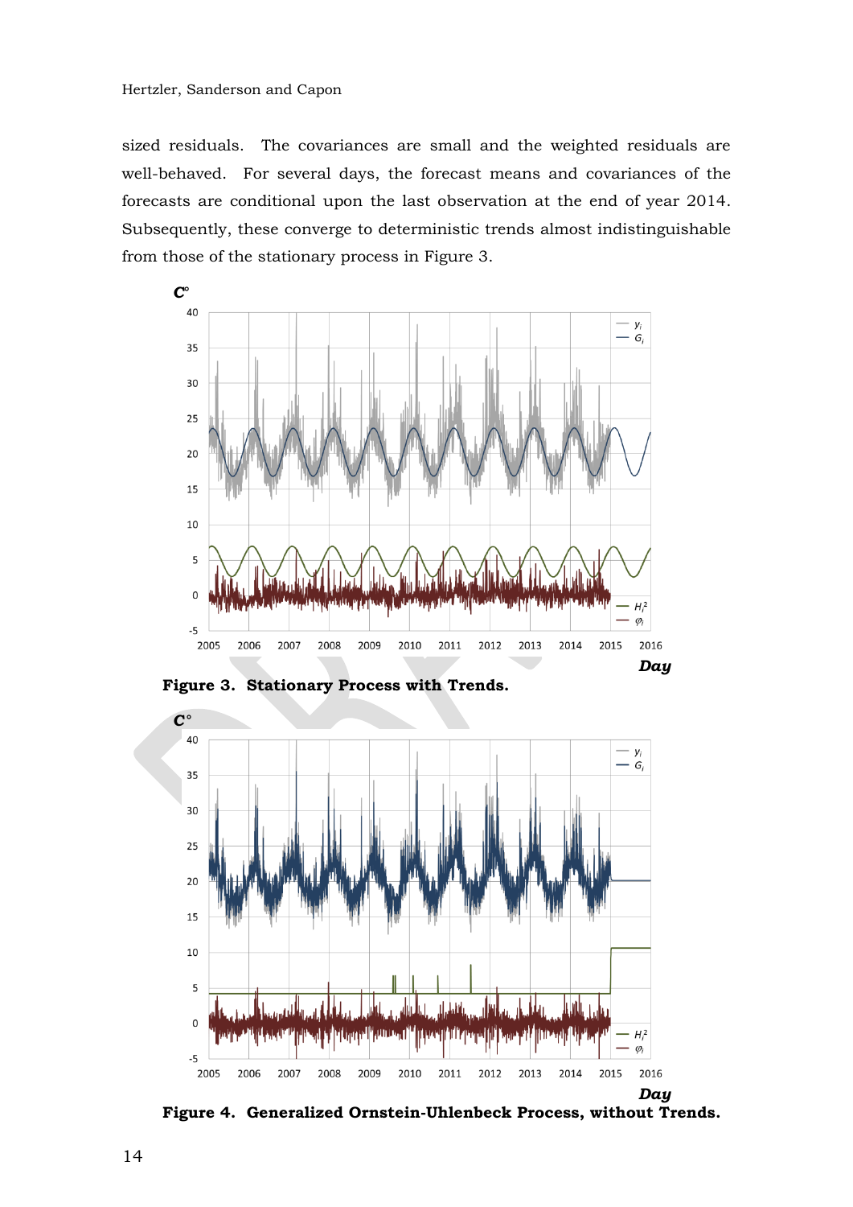sized residuals. The covariances are small and the weighted residuals are well-behaved. For several days, the forecast means and covariances of the forecasts are conditional upon the last observation at the end of year 2014. Subsequently, these converge to deterministic trends almost indistinguishable from those of the stationary process in Figure 3.

**Figure 3. Stationary Process with Trends.**

**Figure 4. Generalized Ornstein-Uhlenbeck Process, without Trends.**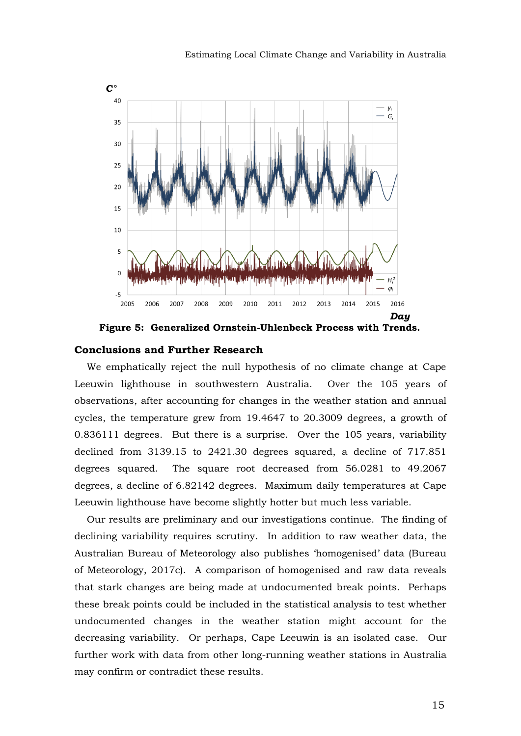**Figure 5: Generalized Ornstein-Uhlenbeck Process with Trends.**

## Conclusions and Further Research

We emphatically reject the null hypothesis of no climate change at Cape Leeuwin lighthouse in southwestern Australia. Over the 105 years of observations, after accounting for changes in the weather station and annual cycles, the temperature grew from 19.4647 to 20.3009 degrees, a growth of 0.836111 degrees. But there is a surprise. Over the 105 years, variability declined from 3139.15 to 2421.30 degrees squared, a decline of 717.851 degrees squared. The square root decreased from 56.0281 to 49.2067 degrees, a decline of 6.82142 degrees. Maximum daily temperatures at Cape Leeuwin lighthouse have become slightly hotter but much less variable.

Our results are preliminary and our investigations continue. The finding of declining variability requires scrutiny. In addition to raw weather data, the Australian Bureau of Meteorology also publishes 'homogenised' data (Bureau of Meteorology, 2017c). A comparison of homogenised and raw data reveals that stark changes are being made at undocumented break points. Perhaps these break points could be included in the statistical analysis to test whether undocumented changes in the weather station might account for the decreasing variability. Or perhaps, Cape Leeuwin is an isolated case. Our further work with data from other long-running weather stations in Australia may confirm or contradict these results.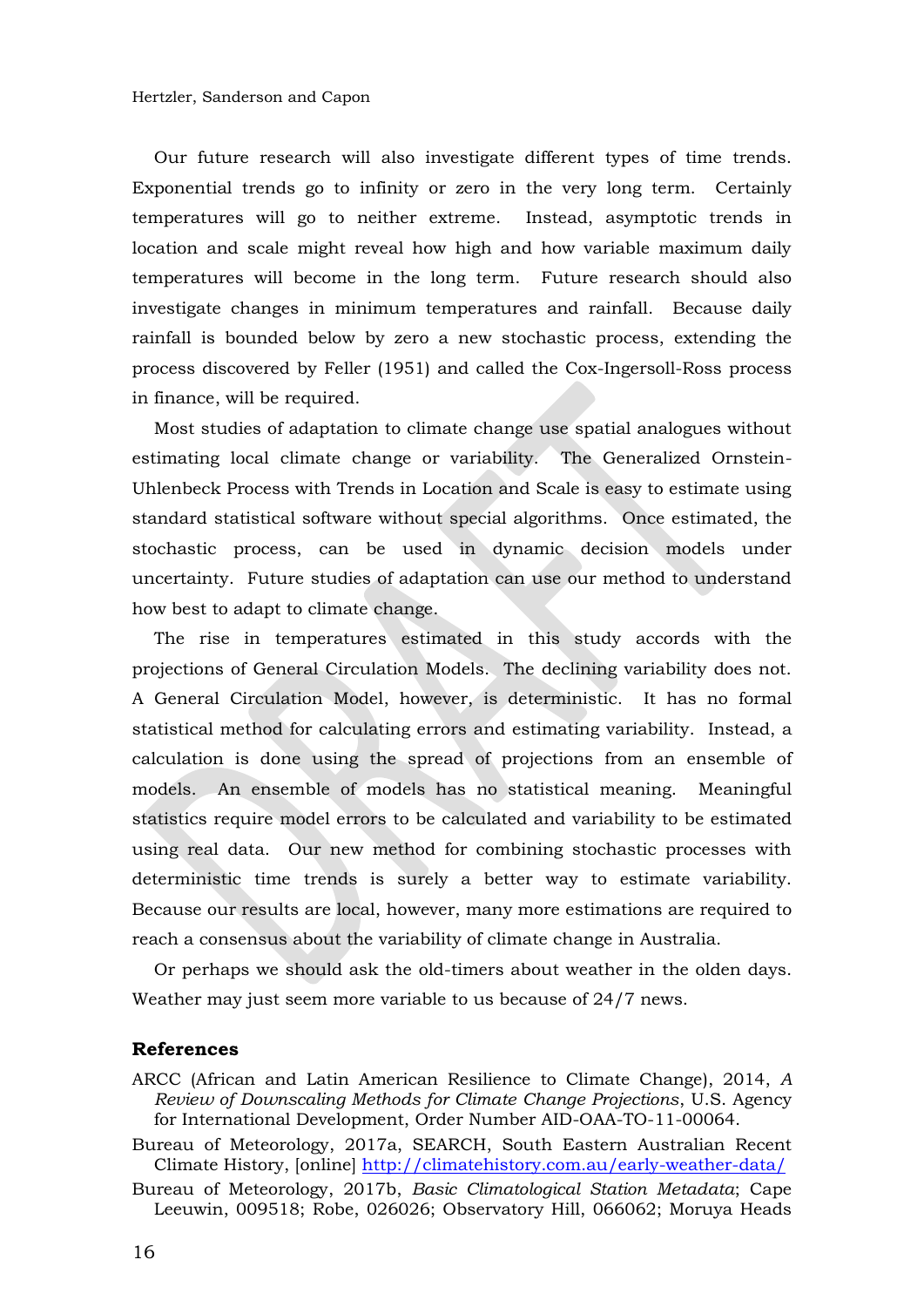Our future research will also investigate different types of time trends. Exponential trends go to infinity or zero in the very long term. Certainly temperatures will go to neither extreme. Instead, asymptotic trends in location and scale might reveal how high and how variable maximum daily temperatures will become in the long term. Future research should also investigate changes in minimum temperatures and rainfall. Because daily rainfall is bounded below by zero a new stochastic process, extending the process discovered by Feller (1951) and called the Cox-Ingersoll-Ross process in finance, will be required.

Most studies of adaptation to climate change use spatial analogues without estimating local climate change or variability. The Generalized Ornstein-Uhlenbeck Process with Trends in Location and Scale is easy to estimate using standard statistical software without special algorithms. Once estimated, the stochastic process, can be used in dynamic decision models under uncertainty. Future studies of adaptation can use our method to understand how best to adapt to climate change.

The rise in temperatures estimated in this study accords with the projections of General Circulation Models. The declining variability does not. A General Circulation Model, however, is deterministic. It has no formal statistical method for calculating errors and estimating variability. Instead, a calculation is done using the spread of projections from an ensemble of models. An ensemble of models has no statistical meaning. Meaningful statistics require model errors to be calculated and variability to be estimated using real data. Our new method for combining stochastic processes with deterministic time trends is surely a better way to estimate variability. Because our results are local, however, many more estimations are required to reach a consensus about the variability of climate change in Australia.

Or perhaps we should ask the old-timers about weather in the olden days. Weather may just seem more variable to us because of 24/7 news.

## References

ARCC (African and Latin American Resilience to Climate Change), 2014, *A Review of Downscaling Methods for Climate Change Projections*, U.S. Agency for International Development, Order Number AID-OAA-TO-11-00064.

Bureau of Meteorology, 2017a, SEARCH, South Eastern Australian Recent Climate History, [online] http://climatehistory.com.au/early-weather-data/

Bureau of Meteorology, 2017b, *Basic Climatological Station Metadata*; Cape Leeuwin, 009518; Robe, 026026; Observatory Hill, 066062; Moruya Heads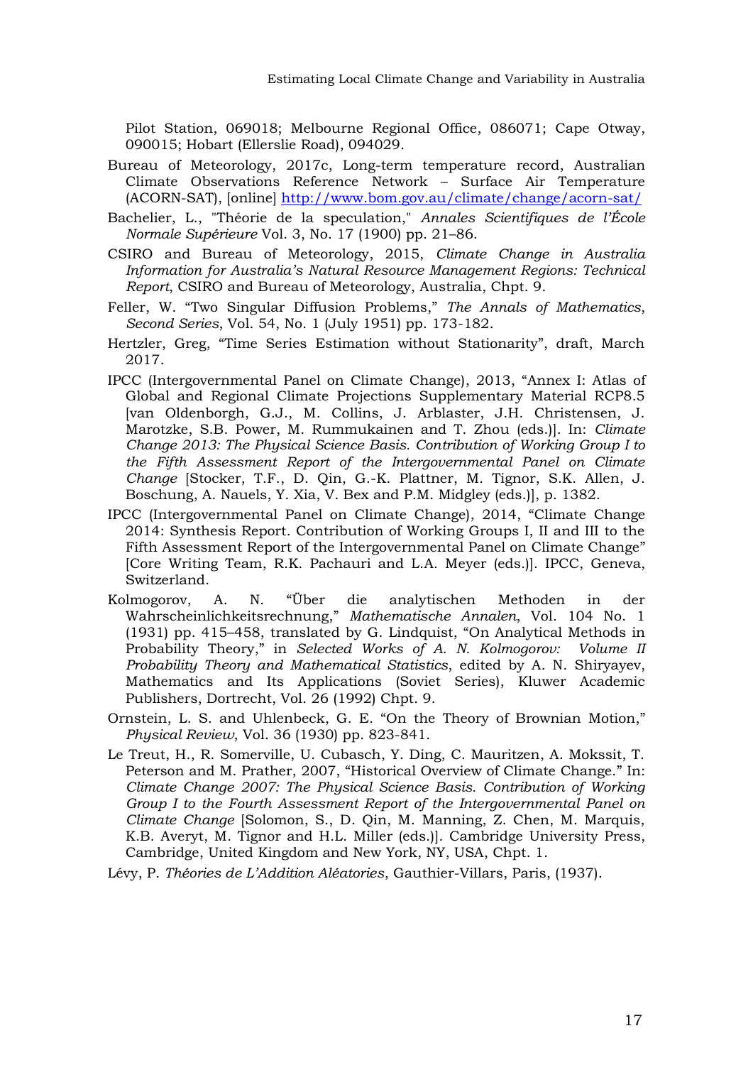Pilot Station, 069018; Melbourne Regional Office, 086071; Cape Otway, 090015; Hobart (Ellerslie Road), 094029.

Bureau of Meteorology, 2017c, Long-term temperature record, Australian Climate Observations Reference Network – Surface Air Temperature (ACORN-SAT), [online] http://www.bom.gov.au/climate/change/acorn-sat/

Bachelier, L., "Théorie de la speculation," *Annales Scientifiques de l'École Normale Supérieure* Vol. 3, No. 17 (1900) pp. 21–86.

CSIRO and Bureau of Meteorology, 2015, *Climate Change in Australia Information for Australia's Natural Resource Management Regions: Technical Report*, CSIRO and Bureau of Meteorology, Australia, Chpt. 9.

Feller, W. "Two Singular Diffusion Problems," *The Annals of Mathematics, Second Series*, Vol. 54, No. 1 (July 1951) pp. 173-182.

Hertzler, Greg, "Time Series Estimation without Stationarity", draft, March 2017.

IPCC (Intergovernmental Panel on Climate Change), 2013, "Annex I: Atlas of Global and Regional Climate Projections Supplementary Material RCP8.5 [van Oldenborgh, G.J., M. Collins, J. Arblaster, J.H. Christensen, J. Marotzke, S.B. Power, M. Rummukainen and T. Zhou (eds.)]. In: *Climate Change 2013: The Physical Science Basis. Contribution of Working Group I to the Fifth Assessment Report of the Intergovernmental Panel on Climate Change* [Stocker, T.F., D. Qin, G.-K. Plattner, M. Tignor, S.K. Allen, J. Boschung, A. Nauels, Y. Xia, V. Bex and P.M. Midgley (eds.)], p. 1382.

IPCC (Intergovernmental Panel on Climate Change), 2014, "Climate Change 2014: Synthesis Report. Contribution of Working Groups I, II and III to the Fifth Assessment Report of the Intergovernmental Panel on Climate Change" [Core Writing Team, R.K. Pachauri and L.A. Meyer (eds.)]. IPCC, Geneva, Switzerland.

Kolmogorov, A. N. "Über die analytischen Methoden in der Wahrscheinlichkeitsrechnung," *Mathematische Annalen*, Vol. 104 No. 1 (1931) pp. 415–458, translated by G. Lindquist, "On Analytical Methods in Probability Theory," in *Selected Works of A. N. Kolmogorov: Volume II Probability Theory and Mathematical Statistics*, edited by A. N. Shiryayev, Mathematics and Its Applications (Soviet Series), Kluwer Academic Publishers, Dortrecht, Vol. 26 (1992) Chpt. 9.

Ornstein, L. S. and Uhlenbeck, G. E. "On the Theory of Brownian Motion," *Physical Review*, Vol. 36 (1930) pp. 823-841.

Le Treut, H., R. Somerville, U. Cubasch, Y. Ding, C. Mauritzen, A. Mokssit, T. Peterson and M. Prather, 2007, "Historical Overview of Climate Change." In: *Climate Change 2007: The Physical Science Basis. Contribution of Working Group I to the Fourth Assessment Report of the Intergovernmental Panel on Climate Change* [Solomon, S., D. Qin, M. Manning, Z. Chen, M. Marquis, K.B. Averyt, M. Tignor and H.L. Miller (eds.)]. Cambridge University Press, Cambridge, United Kingdom and New York, NY, USA, Chpt. 1.

Lévy, P. *Théories de L'Addition Aléatories*, Gauthier-Villars, Paris, (1937).